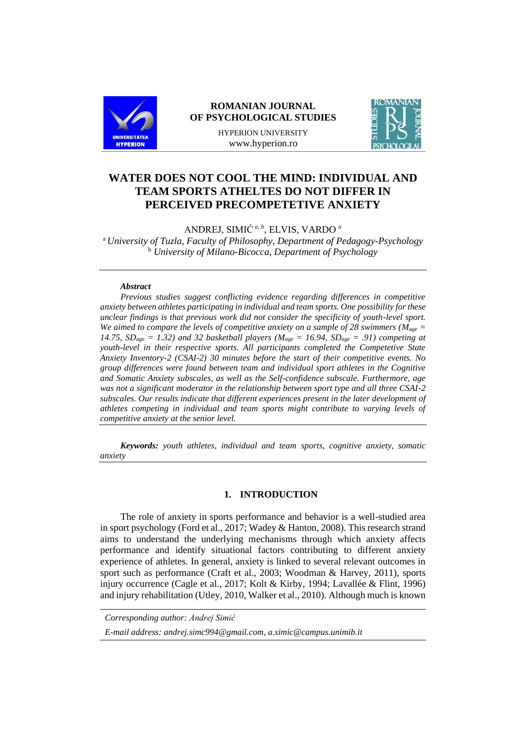ROMANIAN JOURNAL OF PSYCHOLOGICAL STUDIES

HYPERION UNIVERSITY

www.hyperion.ro

# WATER DOES NOT COOL THE MIND: INDIVIDUAL AND TEAM SPORTS ATHELTES DO NOT DIFFER IN PERCEIVED PRECOMPETETIVE ANXIETY

ANDREJ, SIMIĆ [a, b], ELVIS, VARDO [a]

[a] *University of Tuzla, Faculty of Philosophy, Department of Pedagogy-Psychology*

[b] *University of Milano-Bicocca, Department of Psychology*

***Abstract***

*Previous studies suggest conflicting evidence regarding differences in competitive anxiety between athletes participating in individual and team sports. One possibility for these unclear findings is that previous work did not consider the specificity of youth-level sport. We aimed to compare the levels of competitive anxiety on a sample of 28 swimmers ($M_{age}$ = 14.75, $SD_{age}$ = 1.32) and 32 basketball players ($M_{age}$ = 16.94, $SD_{age}$ = .91) competing at youth-level in their respective sports. All participants completed the Competitive State Anxiety Inventory-2 (CSAI-2) 30 minutes before the start of their competitive events. No group differences were found between team and individual sport athletes in the Cognitive and Somatic Anxiety subscales, as well as the Self-confidence subscale. Furthermore, age was not a significant moderator in the relationship between sport type and all three CSAI-2 subscales. Our results indicate that different experiences present in the later development of athletes competing in individual and team sports might contribute to varying levels of competitive anxiety at the senior level.*

***Keywords:*** *youth athletes, individual and team sports, cognitive anxiety, somatic anxiety*

## 1. INTRODUCTION

The role of anxiety in sports performance and behavior is a well-studied area in sport psychology (Ford et al., 2017; Wadey & Hanton, 2008). This research strand aims to understand the underlying mechanisms through which anxiety affects performance and identify situational factors contributing to different anxiety experience of athletes. In general, anxiety is linked to several relevant outcomes in sport such as performance (Craft et al., 2003; Woodman & Harvey, 2011), sports injury occurrence (Cagle et al., 2017; Kolt & Kirby, 1994; Lavallée & Flint, 1996) and injury rehabilitation (Utley, 2010, Walker et al., 2010). Although much is known

*Corresponding author: Andrej Simić*

*E-mail address: andrej.simc994@gmail.com, a.simic@campus.unimib.it*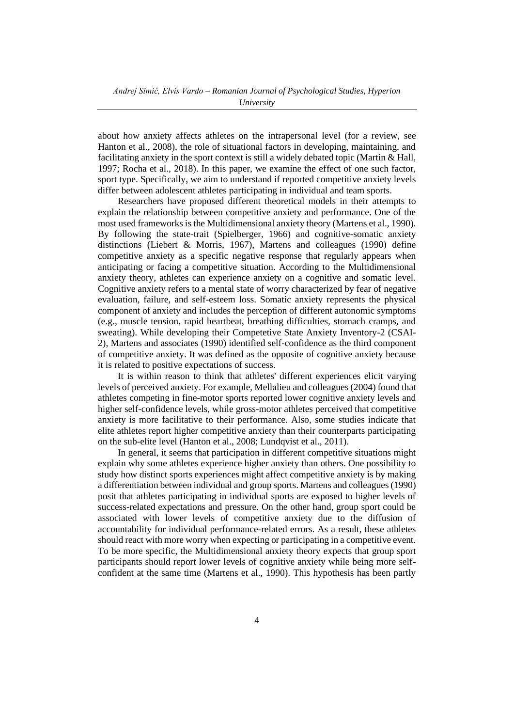about how anxiety affects athletes on the intrapersonal level (for a review, see Hanton et al., 2008), the role of situational factors in developing, maintaining, and facilitating anxiety in the sport context is still a widely debated topic (Martin & Hall, 1997; Rocha et al., 2018). In this paper, we examine the effect of one such factor, sport type. Specifically, we aim to understand if reported competitive anxiety levels differ between adolescent athletes participating in individual and team sports.

Researchers have proposed different theoretical models in their attempts to explain the relationship between competitive anxiety and performance. One of the most used frameworks is the Multidimensional anxiety theory (Martens et al., 1990). By following the state-trait (Spielberger, 1966) and cognitive-somatic anxiety distinctions (Liebert & Morris, 1967), Martens and colleagues (1990) define competitive anxiety as a specific negative response that regularly appears when anticipating or facing a competitive situation. According to the Multidimensional anxiety theory, athletes can experience anxiety on a cognitive and somatic level. Cognitive anxiety refers to a mental state of worry characterized by fear of negative evaluation, failure, and self-esteem loss. Somatic anxiety represents the physical component of anxiety and includes the perception of different autonomic symptoms (e.g., muscle tension, rapid heartbeat, breathing difficulties, stomach cramps, and sweating). While developing their Competetive State Anxiety Inventory-2 (CSAI-2), Martens and associates (1990) identified self-confidence as the third component of competitive anxiety. It was defined as the opposite of cognitive anxiety because it is related to positive expectations of success.

It is within reason to think that athletes' different experiences elicit varying levels of perceived anxiety. For example, Mellalieu and colleagues (2004) found that athletes competing in fine-motor sports reported lower cognitive anxiety levels and higher self-confidence levels, while gross-motor athletes perceived that competitive anxiety is more facilitative to their performance. Also, some studies indicate that elite athletes report higher competitive anxiety than their counterparts participating on the sub-elite level (Hanton et al., 2008; Lundqvist et al., 2011).

In general, it seems that participation in different competitive situations might explain why some athletes experience higher anxiety than others. One possibility to study how distinct sports experiences might affect competitive anxiety is by making a differentiation between individual and group sports. Martens and colleagues (1990) posit that athletes participating in individual sports are exposed to higher levels of success-related expectations and pressure. On the other hand, group sport could be associated with lower levels of competitive anxiety due to the diffusion of accountability for individual performance-related errors. As a result, these athletes should react with more worry when expecting or participating in a competitive event. To be more specific, the Multidimensional anxiety theory expects that group sport participants should report lower levels of cognitive anxiety while being more self-confident at the same time (Martens et al., 1990). This hypothesis has been partly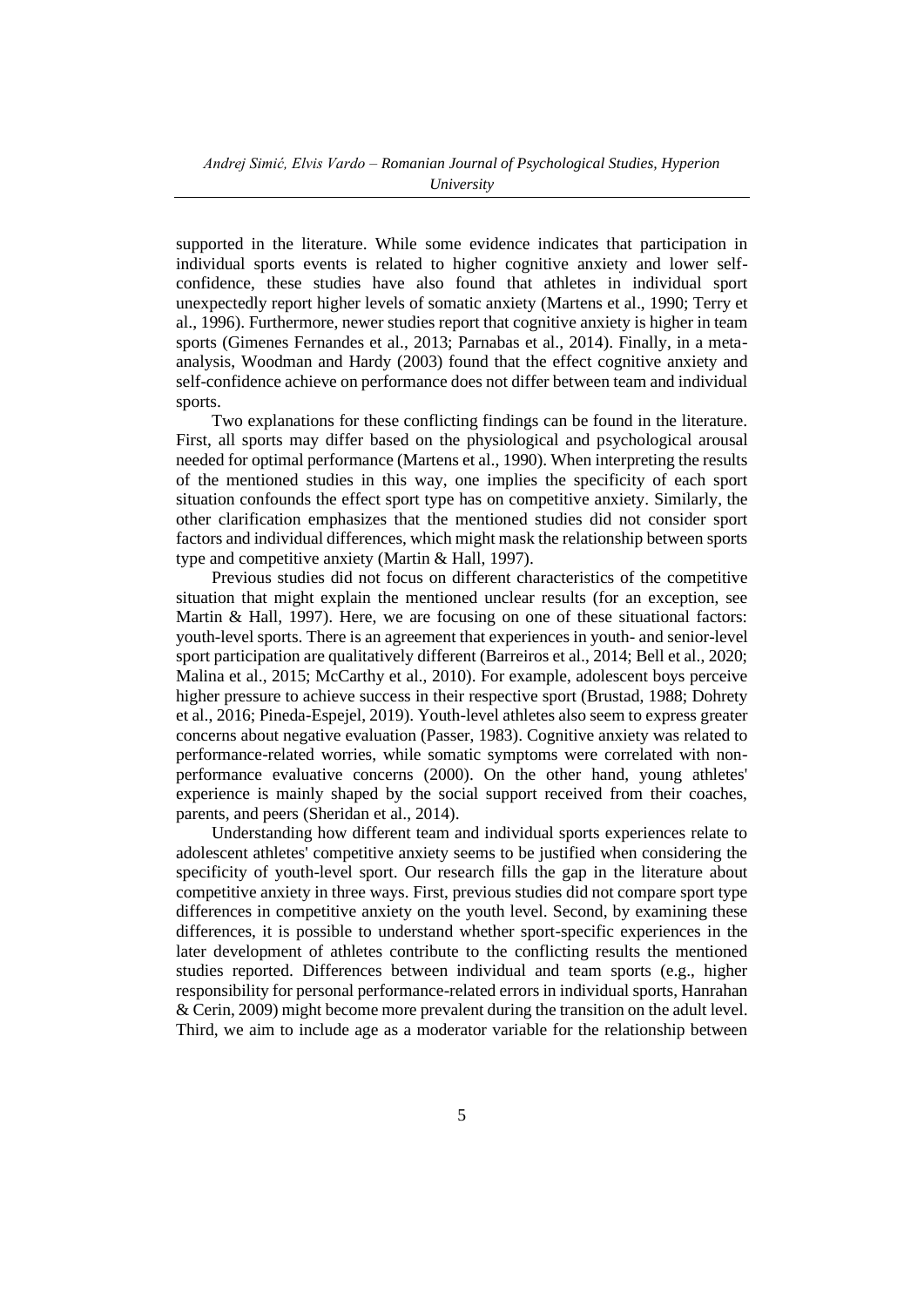supported in the literature. While some evidence indicates that participation in individual sports events is related to higher cognitive anxiety and lower self-confidence, these studies have also found that athletes in individual sport unexpectedly report higher levels of somatic anxiety (Martens et al., 1990; Terry et al., 1996). Furthermore, newer studies report that cognitive anxiety is higher in team sports (Gimenes Fernandes et al., 2013; Parnabas et al., 2014). Finally, in a meta-analysis, Woodman and Hardy (2003) found that the effect cognitive anxiety and self-confidence achieve on performance does not differ between team and individual sports.

Two explanations for these conflicting findings can be found in the literature. First, all sports may differ based on the physiological and psychological arousal needed for optimal performance (Martens et al., 1990). When interpreting the results of the mentioned studies in this way, one implies the specificity of each sport situation confounds the effect sport type has on competitive anxiety. Similarly, the other clarification emphasizes that the mentioned studies did not consider sport factors and individual differences, which might mask the relationship between sports type and competitive anxiety (Martin & Hall, 1997).

Previous studies did not focus on different characteristics of the competitive situation that might explain the mentioned unclear results (for an exception, see Martin & Hall, 1997). Here, we are focusing on one of these situational factors: youth-level sports. There is an agreement that experiences in youth- and senior-level sport participation are qualitatively different (Barreiros et al., 2014; Bell et al., 2020; Malina et al., 2015; McCarthy et al., 2010). For example, adolescent boys perceive higher pressure to achieve success in their respective sport (Brustad, 1988; Dohrety et al., 2016; Pineda-Espejel, 2019). Youth-level athletes also seem to express greater concerns about negative evaluation (Passer, 1983). Cognitive anxiety was related to performance-related worries, while somatic symptoms were correlated with non-performance evaluative concerns (2000). On the other hand, young athletes' experience is mainly shaped by the social support received from their coaches, parents, and peers (Sheridan et al., 2014).

Understanding how different team and individual sports experiences relate to adolescent athletes' competitive anxiety seems to be justified when considering the specificity of youth-level sport. Our research fills the gap in the literature about competitive anxiety in three ways. First, previous studies did not compare sport type differences in competitive anxiety on the youth level. Second, by examining these differences, it is possible to understand whether sport-specific experiences in the later development of athletes contribute to the conflicting results the mentioned studies reported. Differences between individual and team sports (e.g., higher responsibility for personal performance-related errors in individual sports, Hanrahan & Cerin, 2009) might become more prevalent during the transition on the adult level. Third, we aim to include age as a moderator variable for the relationship between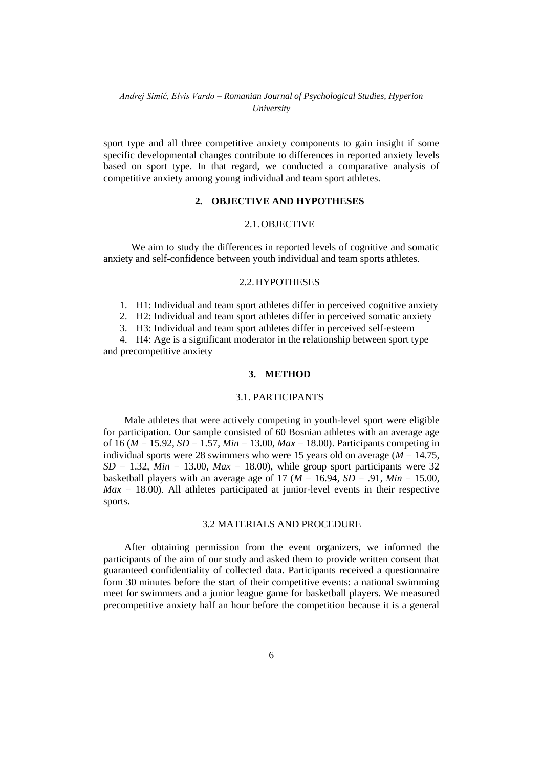sport type and all three competitive anxiety components to gain insight if some specific developmental changes contribute to differences in reported anxiety levels based on sport type. In that regard, we conducted a comparative analysis of competitive anxiety among young individual and team sport athletes.

## 2. OBJECTIVE AND HYPOTHESES

### 2.1. OBJECTIVE

We aim to study the differences in reported levels of cognitive and somatic anxiety and self-confidence between youth individual and team sports athletes.

### 2.2. HYPOTHESES

1. H1: Individual and team sport athletes differ in perceived cognitive anxiety
2. H2: Individual and team sport athletes differ in perceived somatic anxiety
3. H3: Individual and team sport athletes differ in perceived self-esteem
4. H4: Age is a significant moderator in the relationship between sport type and precompetitive anxiety

## 3. METHOD

### 3.1. PARTICIPANTS

Male athletes that were actively competing in youth-level sport were eligible for participation. Our sample consisted of 60 Bosnian athletes with an average age of 16 ($M$ = 15.92, $SD$ = 1.57, $Min$ = 13.00, $Max$ = 18.00). Participants competing in individual sports were 28 swimmers who were 15 years old on average ($M$ = 14.75, $SD$ = 1.32, $Min$ = 13.00, $Max$ = 18.00), while group sport participants were 32 basketball players with an average age of 17 ($M$ = 16.94, $SD$ = .91, $Min$ = 15.00, $Max$ = 18.00). All athletes participated at junior-level events in their respective sports.

### 3.2 MATERIALS AND PROCEDURE

After obtaining permission from the event organizers, we informed the participants of the aim of our study and asked them to provide written consent that guaranteed confidentiality of collected data. Participants received a questionnaire form 30 minutes before the start of their competitive events: a national swimming meet for swimmers and a junior league game for basketball players. We measured precompetitive anxiety half an hour before the competition because it is a general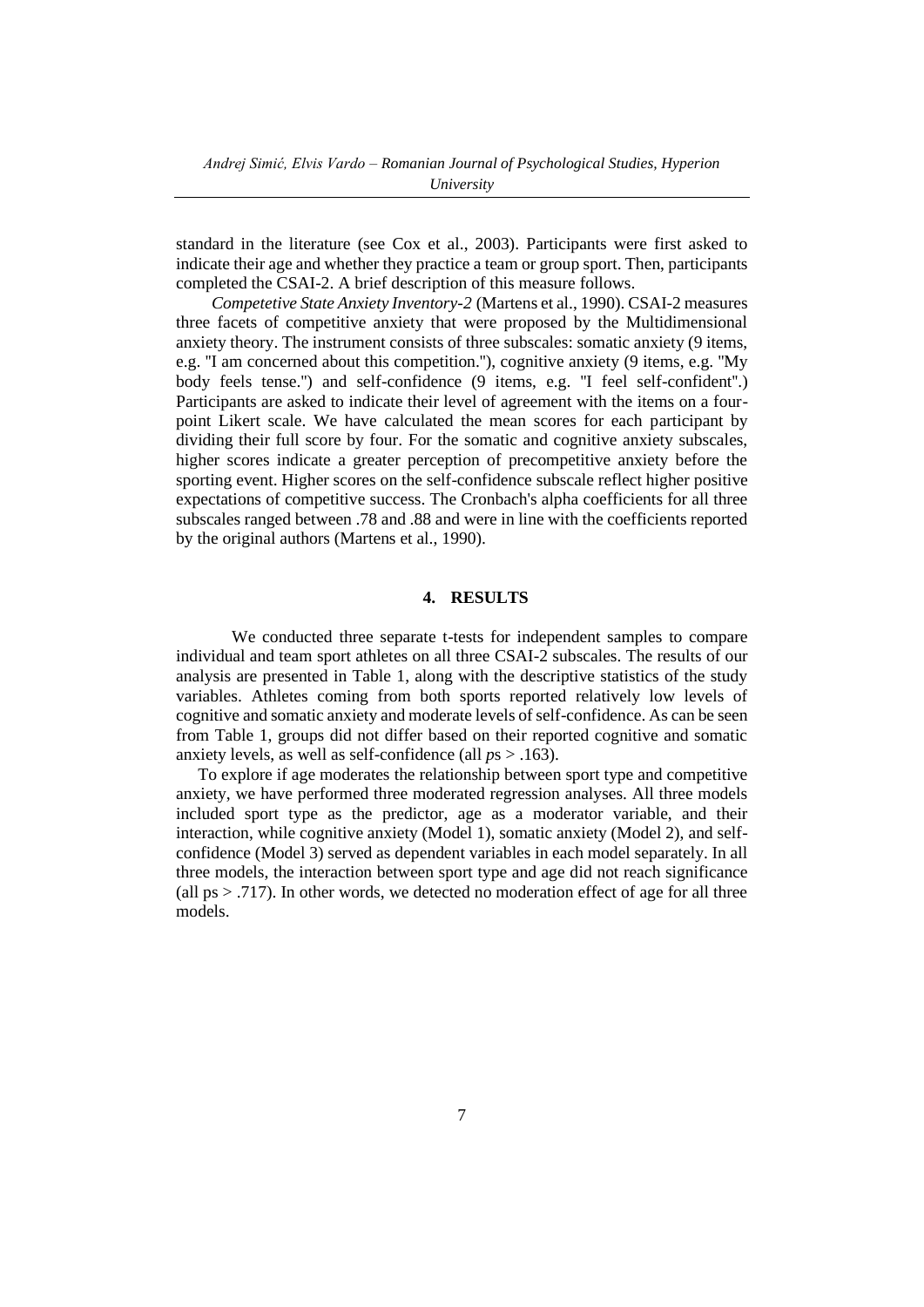standard in the literature (see Cox et al., 2003). Participants were first asked to indicate their age and whether they practice a team or group sport. Then, participants completed the CSAI-2. A brief description of this measure follows.

*Competetive State Anxiety Inventory-2* (Martens et al., 1990). CSAI-2 measures three facets of competitive anxiety that were proposed by the Multidimensional anxiety theory. The instrument consists of three subscales: somatic anxiety (9 items, e.g. "I am concerned about this competition."), cognitive anxiety (9 items, e.g. "My body feels tense.") and self-confidence (9 items, e.g. "I feel self-confident".) Participants are asked to indicate their level of agreement with the items on a four-point Likert scale. We have calculated the mean scores for each participant by dividing their full score by four. For the somatic and cognitive anxiety subscales, higher scores indicate a greater perception of precompetitive anxiety before the sporting event. Higher scores on the self-confidence subscale reflect higher positive expectations of competitive success. The Cronbach's alpha coefficients for all three subscales ranged between .78 and .88 and were in line with the coefficients reported by the original authors (Martens et al., 1990).

## 4. RESULTS

We conducted three separate t-tests for independent samples to compare individual and team sport athletes on all three CSAI-2 subscales. The results of our analysis are presented in Table 1, along with the descriptive statistics of the study variables. Athletes coming from both sports reported relatively low levels of cognitive and somatic anxiety and moderate levels of self-confidence. As can be seen from Table 1, groups did not differ based on their reported cognitive and somatic anxiety levels, as well as self-confidence (all $p$s > .163).

To explore if age moderates the relationship between sport type and competitive anxiety, we have performed three moderated regression analyses. All three models included sport type as the predictor, age as a moderator variable, and their interaction, while cognitive anxiety (Model 1), somatic anxiety (Model 2), and self-confidence (Model 3) served as dependent variables in each model separately. In all three models, the interaction between sport type and age did not reach significance (all ps > .717). In other words, we detected no moderation effect of age for all three models.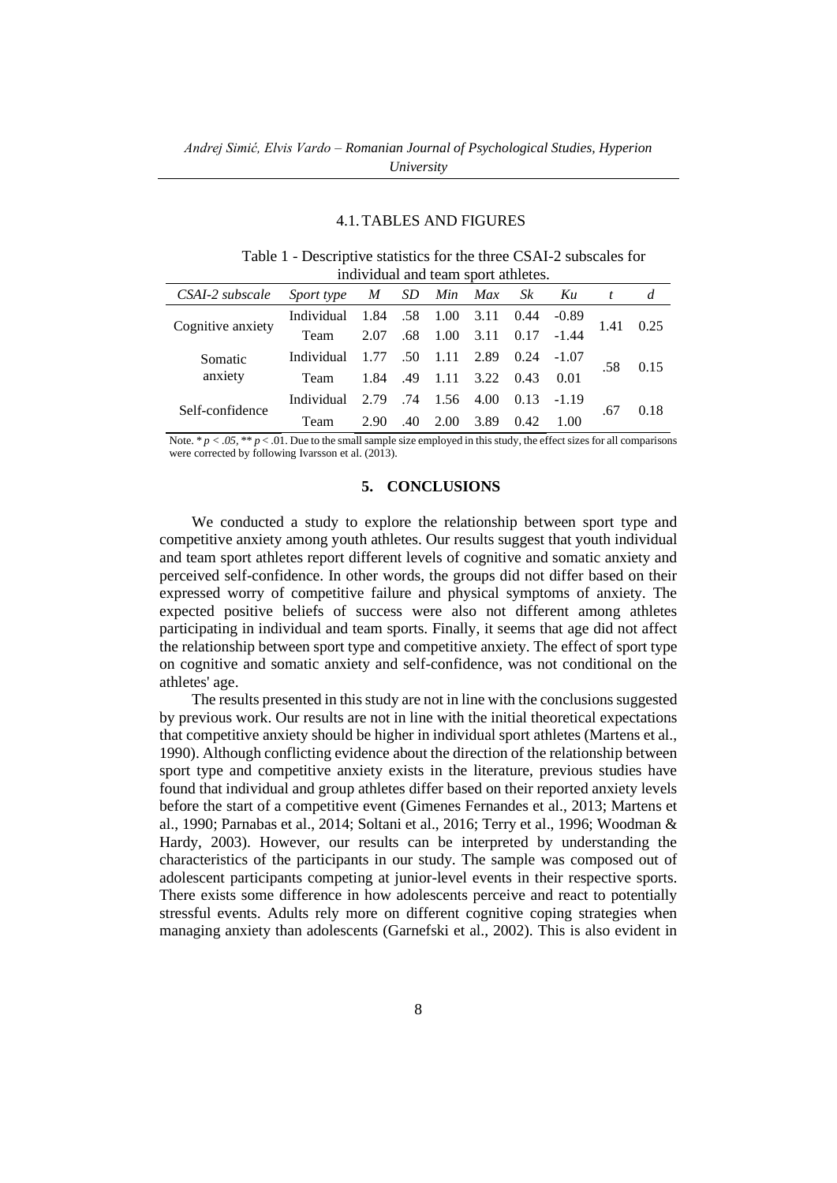### 4.1. TABLES AND FIGURES

Table 1 - Descriptive statistics for the three CSAI-2 subscales for individual and team sport athletes.

| *CSAI-2 subscale* | *Sport type* | *M* | *SD* | *Min* | *Max* | *Sk* | *Ku* | *t* | *d* |
|---|---|---|---|---|---|---|---|---|---|
| Cognitive anxiety | Individual | 1.84 | .58 | 1.00 | 3.11 | 0.44 | -0.89 | 1.41 | 0.25 |
| | Team | 2.07 | .68 | 1.00 | 3.11 | 0.17 | -1.44 | | |
| Somatic anxiety | Individual | 1.77 | .50 | 1.11 | 2.89 | 0.24 | -1.07 | .58 | 0.15 |
| | Team | 1.84 | .49 | 1.11 | 3.22 | 0.43 | 0.01 | | |
| Self-confidence | Individual | 2.79 | .74 | 1.56 | 4.00 | 0.13 | -1.19 | .67 | 0.18 |
| | Team | 2.90 | .40 | 2.00 | 3.89 | 0.42 | 1.00 | | |

Note. * $p < .05$, ** $p < .01$. Due to the small sample size employed in this study, the effect sizes for all comparisons were corrected by following Ivarsson et al. (2013).

## 5. CONCLUSIONS

We conducted a study to explore the relationship between sport type and competitive anxiety among youth athletes. Our results suggest that youth individual and team sport athletes report different levels of cognitive and somatic anxiety and perceived self-confidence. In other words, the groups did not differ based on their expressed worry of competitive failure and physical symptoms of anxiety. The expected positive beliefs of success were also not different among athletes participating in individual and team sports. Finally, it seems that age did not affect the relationship between sport type and competitive anxiety. The effect of sport type on cognitive and somatic anxiety and self-confidence, was not conditional on the athletes' age.

The results presented in this study are not in line with the conclusions suggested by previous work. Our results are not in line with the initial theoretical expectations that competitive anxiety should be higher in individual sport athletes (Martens et al., 1990). Although conflicting evidence about the direction of the relationship between sport type and competitive anxiety exists in the literature, previous studies have found that individual and group athletes differ based on their reported anxiety levels before the start of a competitive event (Gimenes Fernandes et al., 2013; Martens et al., 1990; Parnabas et al., 2014; Soltani et al., 2016; Terry et al., 1996; Woodman & Hardy, 2003). However, our results can be interpreted by understanding the characteristics of the participants in our study. The sample was composed out of adolescent participants competing at junior-level events in their respective sports. There exists some difference in how adolescents perceive and react to potentially stressful events. Adults rely more on different cognitive coping strategies when managing anxiety than adolescents (Garnefski et al., 2002). This is also evident in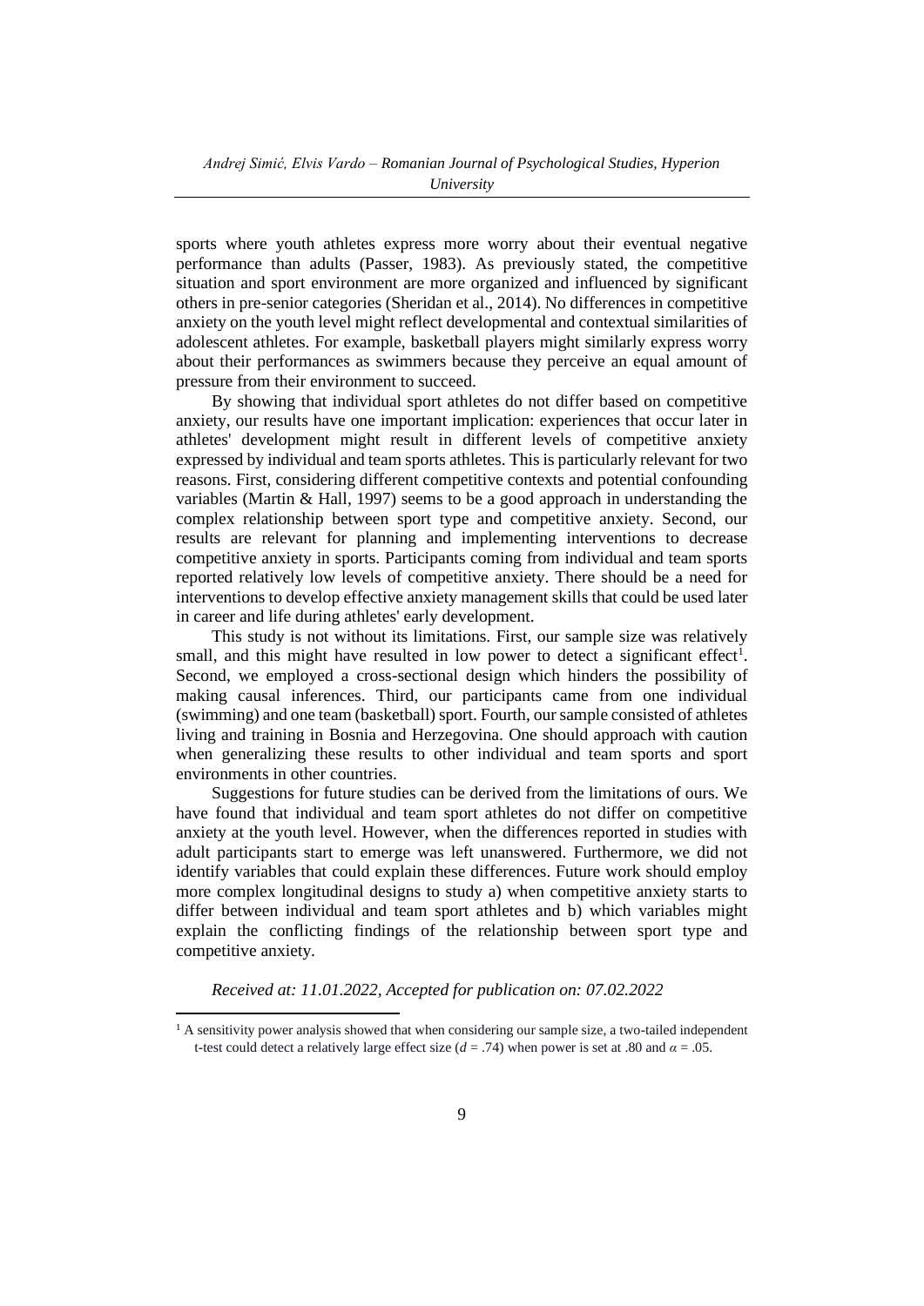sports where youth athletes express more worry about their eventual negative performance than adults (Passer, 1983). As previously stated, the competitive situation and sport environment are more organized and influenced by significant others in pre-senior categories (Sheridan et al., 2014). No differences in competitive anxiety on the youth level might reflect developmental and contextual similarities of adolescent athletes. For example, basketball players might similarly express worry about their performances as swimmers because they perceive an equal amount of pressure from their environment to succeed.

By showing that individual sport athletes do not differ based on competitive anxiety, our results have one important implication: experiences that occur later in athletes' development might result in different levels of competitive anxiety expressed by individual and team sports athletes. This is particularly relevant for two reasons. First, considering different competitive contexts and potential confounding variables (Martin & Hall, 1997) seems to be a good approach in understanding the complex relationship between sport type and competitive anxiety. Second, our results are relevant for planning and implementing interventions to decrease competitive anxiety in sports. Participants coming from individual and team sports reported relatively low levels of competitive anxiety. There should be a need for interventions to develop effective anxiety management skills that could be used later in career and life during athletes' early development.

This study is not without its limitations. First, our sample size was relatively small, and this might have resulted in low power to detect a significant effect[1]. Second, we employed a cross-sectional design which hinders the possibility of making causal inferences. Third, our participants came from one individual (swimming) and one team (basketball) sport. Fourth, our sample consisted of athletes living and training in Bosnia and Herzegovina. One should approach with caution when generalizing these results to other individual and team sports and sport environments in other countries.

Suggestions for future studies can be derived from the limitations of ours. We have found that individual and team sport athletes do not differ on competitive anxiety at the youth level. However, when the differences reported in studies with adult participants start to emerge was left unanswered. Furthermore, we did not identify variables that could explain these differences. Future work should employ more complex longitudinal designs to study a) when competitive anxiety starts to differ between individual and team sport athletes and b) which variables might explain the conflicting findings of the relationship between sport type and competitive anxiety.

*Received at: 11.01.2022, Accepted for publication on: 07.02.2022*

---

[1] A sensitivity power analysis showed that when considering our sample size, a two-tailed independent t-test could detect a relatively large effect size ($d = .74$) when power is set at .80 and $\alpha = .05$.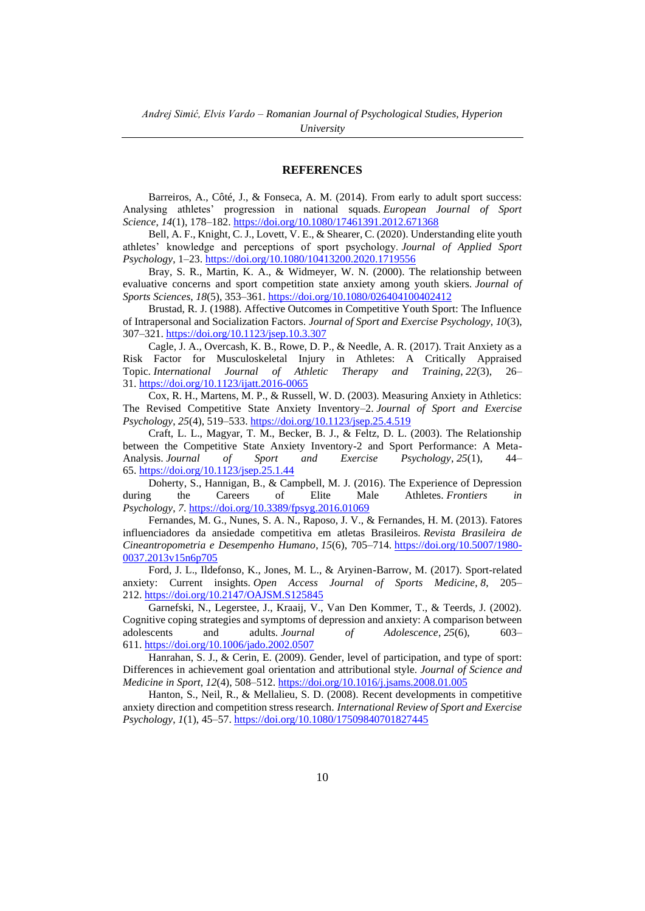## REFERENCES

Barreiros, A., Côté, J., & Fonseca, A. M. (2014). From early to adult sport success: Analysing athletes' progression in national squads. *European Journal of Sport Science*, *14*(1), 178–182. https://doi.org/10.1080/17461391.2012.671368

Bell, A. F., Knight, C. J., Lovett, V. E., & Shearer, C. (2020). Understanding elite youth athletes' knowledge and perceptions of sport psychology. *Journal of Applied Sport Psychology*, 1–23. https://doi.org/10.1080/10413200.2020.1719556

Bray, S. R., Martin, K. A., & Widmeyer, W. N. (2000). The relationship between evaluative concerns and sport competition state anxiety among youth skiers. *Journal of Sports Sciences*, *18*(5), 353–361. https://doi.org/10.1080/026404100402412

Brustad, R. J. (1988). Affective Outcomes in Competitive Youth Sport: The Influence of Intrapersonal and Socialization Factors. *Journal of Sport and Exercise Psychology*, *10*(3), 307–321. https://doi.org/10.1123/jsep.10.3.307

Cagle, J. A., Overcash, K. B., Rowe, D. P., & Needle, A. R. (2017). Trait Anxiety as a Risk Factor for Musculoskeletal Injury in Athletes: A Critically Appraised Topic. *International Journal of Athletic Therapy and Training*, *22*(3), 26–31. https://doi.org/10.1123/ijatt.2016-0065

Cox, R. H., Martens, M. P., & Russell, W. D. (2003). Measuring Anxiety in Athletics: The Revised Competitive State Anxiety Inventory–2. *Journal of Sport and Exercise Psychology*, *25*(4), 519–533. https://doi.org/10.1123/jsep.25.4.519

Craft, L. L., Magyar, T. M., Becker, B. J., & Feltz, D. L. (2003). The Relationship between the Competitive State Anxiety Inventory-2 and Sport Performance: A Meta-Analysis. *Journal of Sport and Exercise Psychology*, *25*(1), 44–65. https://doi.org/10.1123/jsep.25.1.44

Doherty, S., Hannigan, B., & Campbell, M. J. (2016). The Experience of Depression during the Careers of Elite Male Athletes. *Frontiers in Psychology*, *7*. https://doi.org/10.3389/fpsyg.2016.01069

Fernandes, M. G., Nunes, S. A. N., Raposo, J. V., & Fernandes, H. M. (2013). Fatores influenciadores da ansiedade competitiva em atletas Brasileiros. *Revista Brasileira de Cineantropometria e Desempenho Humano*, *15*(6), 705–714. https://doi.org/10.5007/1980-0037.2013v15n6p705

Ford, J. L., Ildefonso, K., Jones, M. L., & Aryinen-Barrow, M. (2017). Sport-related anxiety: Current insights. *Open Access Journal of Sports Medicine*, *8*, 205–212. https://doi.org/10.2147/OAJSM.S125845

Garnefski, N., Legerstee, J., Kraaij, V., Van Den Kommer, T., & Teerds, J. (2002). Cognitive coping strategies and symptoms of depression and anxiety: A comparison between adolescents and adults. *Journal of Adolescence*, *25*(6), 603–611. https://doi.org/10.1006/jado.2002.0507

Hanrahan, S. J., & Cerin, E. (2009). Gender, level of participation, and type of sport: Differences in achievement goal orientation and attributional style. *Journal of Science and Medicine in Sport*, *12*(4), 508–512. https://doi.org/10.1016/j.jsams.2008.01.005

Hanton, S., Neil, R., & Mellalieu, S. D. (2008). Recent developments in competitive anxiety direction and competition stress research. *International Review of Sport and Exercise Psychology*, *1*(1), 45–57. https://doi.org/10.1080/17509840701827445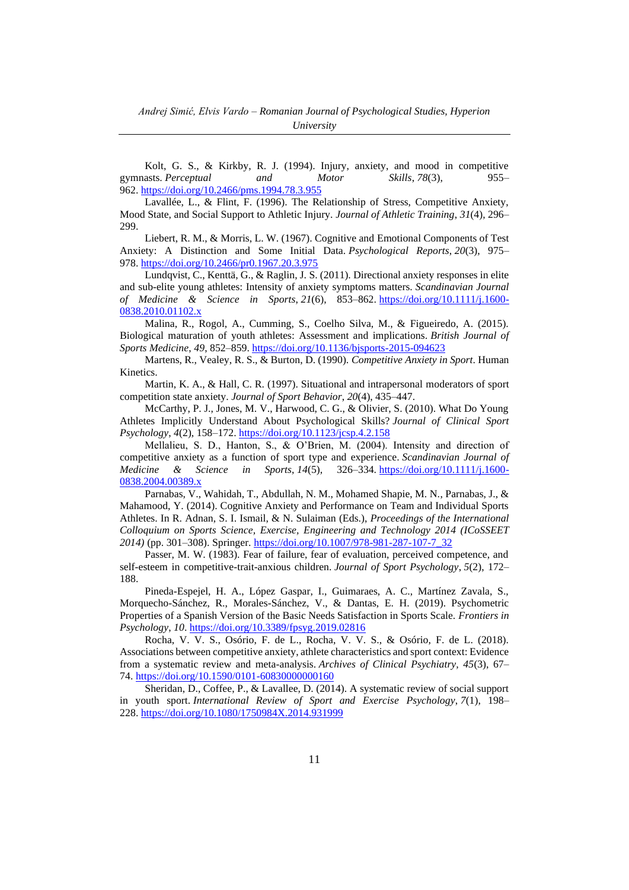Kolt, G. S., & Kirkby, R. J. (1994). Injury, anxiety, and mood in competitive gymnasts. *Perceptual and Motor Skills*, *78*(3), 955–962. https://doi.org/10.2466/pms.1994.78.3.955

Lavallée, L., & Flint, F. (1996). The Relationship of Stress, Competitive Anxiety, Mood State, and Social Support to Athletic Injury. *Journal of Athletic Training*, *31*(4), 296–299.

Liebert, R. M., & Morris, L. W. (1967). Cognitive and Emotional Components of Test Anxiety: A Distinction and Some Initial Data. *Psychological Reports*, *20*(3), 975–978. https://doi.org/10.2466/pr0.1967.20.3.975

Lundqvist, C., Kenttä, G., & Raglin, J. S. (2011). Directional anxiety responses in elite and sub-elite young athletes: Intensity of anxiety symptoms matters. *Scandinavian Journal of Medicine & Science in Sports*, *21*(6), 853–862. https://doi.org/10.1111/j.1600-0838.2010.01102.x

Malina, R., Rogol, A., Cumming, S., Coelho Silva, M., & Figueiredo, A. (2015). Biological maturation of youth athletes: Assessment and implications. *British Journal of Sports Medicine*, *49*, 852–859. https://doi.org/10.1136/bjsports-2015-094623

Martens, R., Vealey, R. S., & Burton, D. (1990). *Competitive Anxiety in Sport*. Human Kinetics.

Martin, K. A., & Hall, C. R. (1997). Situational and intrapersonal moderators of sport competition state anxiety. *Journal of Sport Behavior*, *20*(4), 435–447.

McCarthy, P. J., Jones, M. V., Harwood, C. G., & Olivier, S. (2010). What Do Young Athletes Implicitly Understand About Psychological Skills? *Journal of Clinical Sport Psychology*, *4*(2), 158–172. https://doi.org/10.1123/jcsp.4.2.158

Mellalieu, S. D., Hanton, S., & O'Brien, M. (2004). Intensity and direction of competitive anxiety as a function of sport type and experience. *Scandinavian Journal of Medicine & Science in Sports*, *14*(5), 326–334. https://doi.org/10.1111/j.1600-0838.2004.00389.x

Parnabas, V., Wahidah, T., Abdullah, N. M., Mohamed Shapie, M. N., Parnabas, J., & Mahamood, Y. (2014). Cognitive Anxiety and Performance on Team and Individual Sports Athletes. In R. Adnan, S. I. Ismail, & N. Sulaiman (Eds.), *Proceedings of the International Colloquium on Sports Science, Exercise, Engineering and Technology 2014 (ICoSSEET 2014)* (pp. 301–308). Springer. https://doi.org/10.1007/978-981-287-107-7_32

Passer, M. W. (1983). Fear of failure, fear of evaluation, perceived competence, and self-esteem in competitive-trait-anxious children. *Journal of Sport Psychology*, *5*(2), 172–188.

Pineda-Espejel, H. A., López Gaspar, I., Guimaraes, A. C., Martínez Zavala, S., Morquecho-Sánchez, R., Morales-Sánchez, V., & Dantas, E. H. (2019). Psychometric Properties of a Spanish Version of the Basic Needs Satisfaction in Sports Scale. *Frontiers in Psychology*, *10*. https://doi.org/10.3389/fpsyg.2019.02816

Rocha, V. V. S., Osório, F. de L., Rocha, V. V. S., & Osório, F. de L. (2018). Associations between competitive anxiety, athlete characteristics and sport context: Evidence from a systematic review and meta-analysis. *Archives of Clinical Psychiatry*, *45*(3), 67–74. https://doi.org/10.1590/0101-60830000000160

Sheridan, D., Coffee, P., & Lavallee, D. (2014). A systematic review of social support in youth sport. *International Review of Sport and Exercise Psychology*, *7*(1), 198–228. https://doi.org/10.1080/1750984X.2014.931999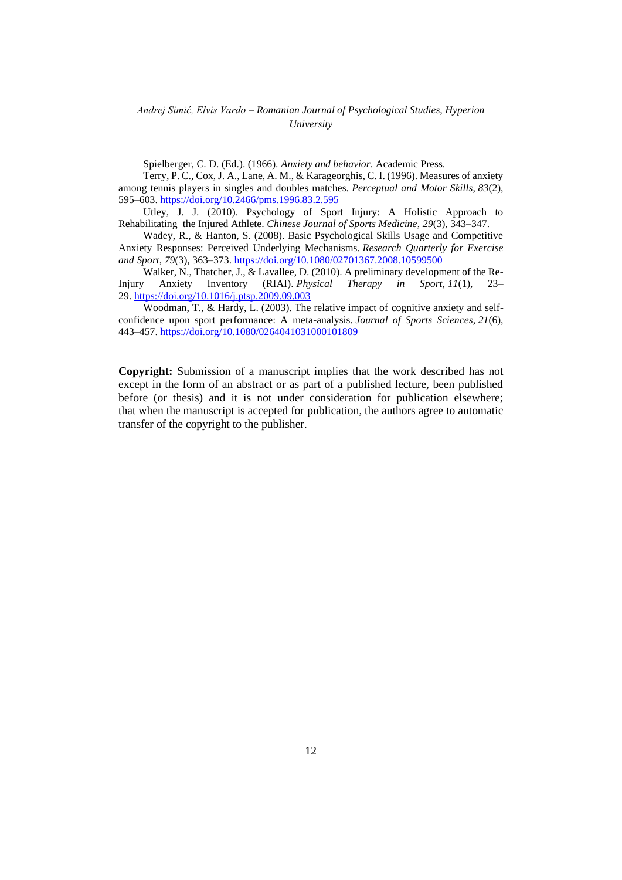Spielberger, C. D. (Ed.). (1966). *Anxiety and behavior*. Academic Press.

Terry, P. C., Cox, J. A., Lane, A. M., & Karageorghis, C. I. (1996). Measures of anxiety among tennis players in singles and doubles matches. *Perceptual and Motor Skills*, *83*(2), 595–603. https://doi.org/10.2466/pms.1996.83.2.595

Utley, J. J. (2010). Psychology of Sport Injury: A Holistic Approach to Rehabilitating the Injured Athlete. *Chinese Journal of Sports Medicine*, *29*(3), 343–347.

Wadey, R., & Hanton, S. (2008). Basic Psychological Skills Usage and Competitive Anxiety Responses: Perceived Underlying Mechanisms. *Research Quarterly for Exercise and Sport*, *79*(3), 363–373. https://doi.org/10.1080/02701367.2008.10599500

Walker, N., Thatcher, J., & Lavallee, D. (2010). A preliminary development of the Re-Injury Anxiety Inventory (RIAI). *Physical Therapy in Sport*, *11*(1), 23–29. https://doi.org/10.1016/j.ptsp.2009.09.003

Woodman, T., & Hardy, L. (2003). The relative impact of cognitive anxiety and self-confidence upon sport performance: A meta-analysis. *Journal of Sports Sciences*, *21*(6), 443–457. https://doi.org/10.1080/0264041031000101809

**Copyright:** Submission of a manuscript implies that the work described has not except in the form of an abstract or as part of a published lecture, been published before (or thesis) and it is not under consideration for publication elsewhere; that when the manuscript is accepted for publication, the authors agree to automatic transfer of the copyright to the publisher.